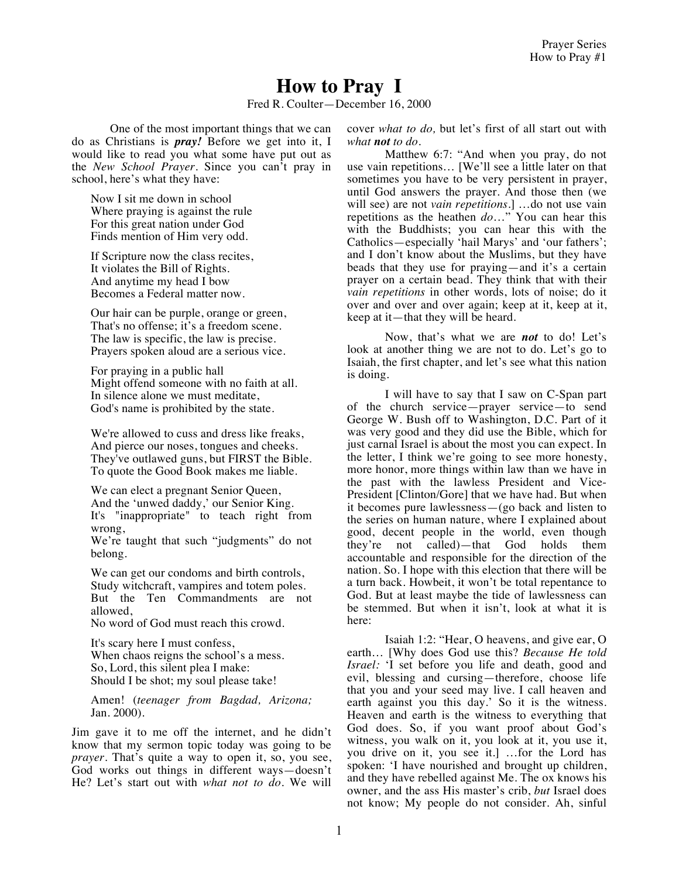# How to Pray I

Fred R. Coulter—December 16, 2000

One of the most important things that we can do as Christians is ***pray!*** Before we get into it, I would like to read you what some have put out as the *New School Prayer*. Since you can't pray in school, here's what they have:

> Now I sit me down in school
> Where praying is against the rule
> For this great nation under God
> Finds mention of Him very odd.
>
> If Scripture now the class recites,
> It violates the Bill of Rights.
> And anytime my head I bow
> Becomes a Federal matter now.
>
> Our hair can be purple, orange or green,
> That's no offense; it's a freedom scene.
> The law is specific, the law is precise.
> Prayers spoken aloud are a serious vice.
>
> For praying in a public hall
> Might offend someone with no faith at all.
> In silence alone we must meditate,
> God's name is prohibited by the state.
>
> We're allowed to cuss and dress like freaks,
> And pierce our noses, tongues and cheeks.
> They've outlawed guns, but FIRST the Bible.
> To quote the Good Book makes me liable.
>
> We can elect a pregnant Senior Queen,
> And the 'unwed daddy,' our Senior King.
> It's "inappropriate" to teach right from wrong,
> We're taught that such "judgments" do not belong.
>
> We can get our condoms and birth controls,
> Study witchcraft, vampires and totem poles.
> But the Ten Commandments are not allowed,
> No word of God must reach this crowd.
>
> It's scary here I must confess,
> When chaos reigns the school's a mess.
> So, Lord, this silent plea I make:
> Should I be shot; my soul please take!
>
> Amen! (*teenager from Bagdad, Arizona;* Jan. 2000).

Jim gave it to me off the internet, and he didn't know that my sermon topic today was going to be *prayer*. That's quite a way to open it, so, you see, God works out things in different ways—doesn't He? Let's start out with *what not to do*. We will cover *what to do,* but let's first of all start out with *what **not** to do*.

Matthew 6:7: "And when you pray, do not use vain repetitions… [We'll see a little later on that sometimes you have to be very persistent in prayer, until God answers the prayer. And those then (we will see) are not *vain repetitions*.] …do not use vain repetitions as the heathen *do*…" You can hear this with the Buddhists; you can hear this with the Catholics—especially 'hail Marys' and 'our fathers'; and I don't know about the Muslims, but they have beads that they use for praying—and it's a certain prayer on a certain bead. They think that with their *vain repetitions* in other words, lots of noise; do it over and over and over again; keep at it, keep at it, keep at it—that they will be heard.

Now, that's what we are ***not*** to do! Let's look at another thing we are not to do. Let's go to Isaiah, the first chapter, and let's see what this nation is doing.

I will have to say that I saw on C-Span part of the church service—prayer service—to send George W. Bush off to Washington, D.C. Part of it was very good and they did use the Bible, which for just carnal Israel is about the most you can expect. In the letter, I think we're going to see more honesty, more honor, more things within law than we have in the past with the lawless President and Vice-President [Clinton/Gore] that we have had. But when it becomes pure lawlessness—(go back and listen to the series on human nature, where I explained about good, decent people in the world, even though they're not called)—that God holds them accountable and responsible for the direction of the nation. So. I hope with this election that there will be a turn back. Howbeit, it won't be total repentance to God. But at least maybe the tide of lawlessness can be stemmed. But when it isn't, look at what it is here:

Isaiah 1:2: "Hear, O heavens, and give ear, O earth… [Why does God use this? *Because He told Israel:* 'I set before you life and death, good and evil, blessing and cursing—therefore, choose life that you and your seed may live. I call heaven and earth against you this day.' So it is the witness. Heaven and earth is the witness to everything that God does. So, if you want proof about God's witness, you walk on it, you look at it, you use it, you drive on it, you see it.] …for the Lord has spoken: 'I have nourished and brought up children, and they have rebelled against Me. The ox knows his owner, and the ass His master's crib, *but* Israel does not know; My people do not consider. Ah, sinful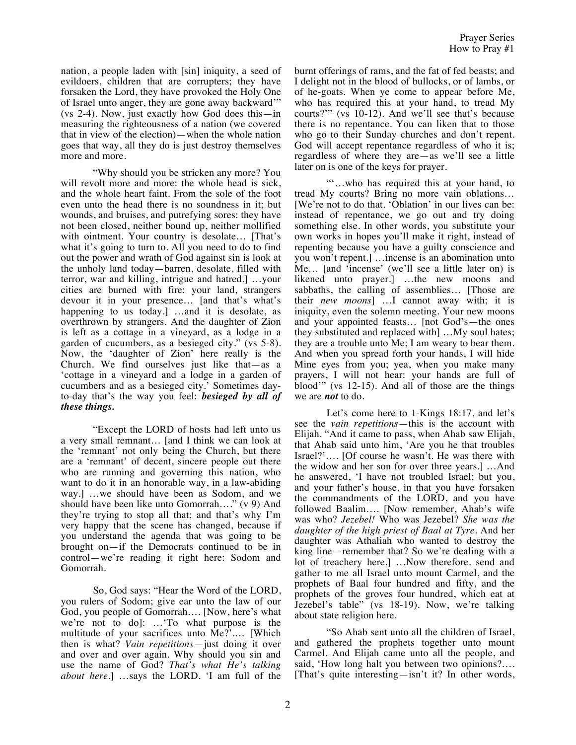nation, a people laden with [sin] iniquity, a seed of evildoers, children that are corrupters; they have forsaken the Lord, they have provoked the Holy One of Israel unto anger, they are gone away backward'" (vs 2-4). Now, just exactly how God does this—in measuring the righteousness of a nation (we covered that in view of the election)—when the whole nation goes that way, all they do is just destroy themselves more and more.

"Why should you be stricken any more? You will revolt more and more: the whole head is sick, and the whole heart faint. From the sole of the foot even unto the head there is no soundness in it; but wounds, and bruises, and putrefying sores: they have not been closed, neither bound up, neither mollified with ointment. Your country is desolate… [That's what it's going to turn to. All you need to do to find out the power and wrath of God against sin is look at the unholy land today—barren, desolate, filled with terror, war and killing, intrigue and hatred.] …your cities are burned with fire: your land, strangers devour it in your presence… [and that's what's happening to us today.] …and it is desolate, as overthrown by strangers. And the daughter of Zion is left as a cottage in a vineyard, as a lodge in a garden of cucumbers, as a besieged city." (vs 5-8). Now, the 'daughter of Zion' here really is the Church. We find ourselves just like that—as a 'cottage in a vineyard and a lodge in a garden of cucumbers and as a besieged city.' Sometimes day-to-day that's the way you feel: ***besieged by all of these things.***

"Except the LORD of hosts had left unto us a very small remnant… [and I think we can look at the 'remnant' not only being the Church, but there are a 'remnant' of decent, sincere people out there who are running and governing this nation, who want to do it in an honorable way, in a law-abiding way.] …we should have been as Sodom, and we should have been like unto Gomorrah…." (v 9) And they're trying to stop all that; and that's why I'm very happy that the scene has changed, because if you understand the agenda that was going to be brought on—if the Democrats continued to be in control—we're reading it right here: Sodom and Gomorrah.

So, God says: "Hear the Word of the LORD, you rulers of Sodom; give ear unto the law of our God, you people of Gomorrah…. [Now, here's what we're not to do]: …'To what purpose is the multitude of your sacrifices unto Me?'…. [Which then is what? *Vain repetitions*—just doing it over and over and over again. Why should you sin and use the name of God? *That's what He's talking about here.*] …says the LORD. 'I am full of the burnt offerings of rams, and the fat of fed beasts; and I delight not in the blood of bullocks, or of lambs, or of he-goats. When ye come to appear before Me, who has required this at your hand, to tread My courts?'" (vs 10-12). And we'll see that's because there is no repentance. You can liken that to those who go to their Sunday churches and don't repent. God will accept repentance regardless of who it is; regardless of where they are—as we'll see a little later on is one of the keys for prayer.

"'…who has required this at your hand, to tread My courts? Bring no more vain oblations… [We're not to do that. 'Oblation' in our lives can be: instead of repentance, we go out and try doing something else. In other words, you substitute your own works in hopes you'll make it right, instead of repenting because you have a guilty conscience and you won't repent.] …incense is an abomination unto Me… [and 'incense' (we'll see a little later on) is likened unto prayer.] …the new moons and sabbaths, the calling of assemblies… [Those are their *new moons*] …I cannot away with; it is iniquity, even the solemn meeting. Your new moons and your appointed feasts… [not God's—the ones they substituted and replaced with] …My soul hates; they are a trouble unto Me; I am weary to bear them. And when you spread forth your hands, I will hide Mine eyes from you; yea, when you make many prayers, I will not hear: your hands are full of blood'" (vs 12-15). And all of those are the things we are ***not*** to do.

Let's come here to 1-Kings 18:17, and let's see the *vain repetitions*—this is the account with Elijah. "And it came to pass, when Ahab saw Elijah, that Ahab said unto him, 'Are you he that troubles Israel?'…. [Of course he wasn't. He was there with the widow and her son for over three years.] …And he answered, 'I have not troubled Israel; but you, and your father's house, in that you have forsaken the commandments of the LORD, and you have followed Baalim…. [Now remember, Ahab's wife was who? *Jezebel!* Who was Jezebel? *She was the daughter of the high priest of Baal at Tyre*. And her daughter was Athaliah who wanted to destroy the king line—remember that? So we're dealing with a lot of treachery here.] …Now therefore. send and gather to me all Israel unto mount Carmel, and the prophets of Baal four hundred and fifty, and the prophets of the groves four hundred, which eat at Jezebel's table" (vs 18-19). Now, we're talking about state religion here.

"So Ahab sent unto all the children of Israel, and gathered the prophets together unto mount Carmel. And Elijah came unto all the people, and said, 'How long halt you between two opinions?…. [That's quite interesting—isn't it? In other words,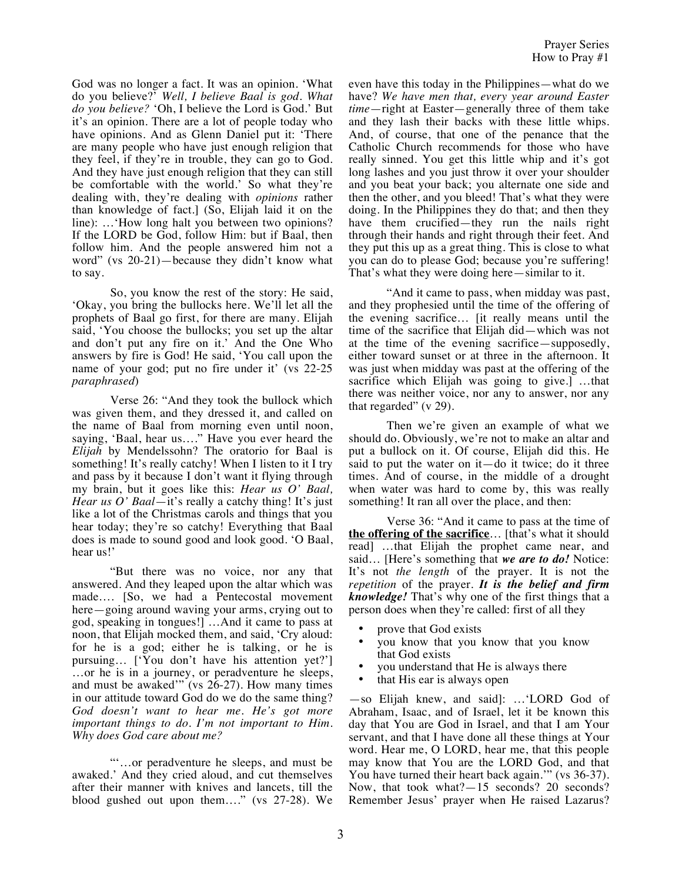God was no longer a fact. It was an opinion. 'What do you believe?' *Well, I believe Baal is god. What do you believe?* 'Oh, I believe the Lord is God.' But it's an opinion. There are a lot of people today who have opinions. And as Glenn Daniel put it: 'There are many people who have just enough religion that they feel, if they're in trouble, they can go to God. And they have just enough religion that they can still be comfortable with the world.' So what they're dealing with, they're dealing with *opinions* rather than knowledge of fact.] (So, Elijah laid it on the line): …'How long halt you between two opinions? If the LORD be God, follow Him: but if Baal, then follow him. And the people answered him not a word" (vs 20-21)—because they didn't know what to say.

So, you know the rest of the story: He said, 'Okay, you bring the bullocks here. We'll let all the prophets of Baal go first, for there are many. Elijah said, 'You choose the bullocks; you set up the altar and don't put any fire on it.' And the One Who answers by fire is God! He said, 'You call upon the name of your god; put no fire under it' (vs 22-25 *paraphrased*)

Verse 26: "And they took the bullock which was given them, and they dressed it, and called on the name of Baal from morning even until noon, saying, 'Baal, hear us…." Have you ever heard the *Elijah* by Mendelssohn? The oratorio for Baal is something! It's really catchy! When I listen to it I try and pass by it because I don't want it flying through my brain, but it goes like this: *Hear us O' Baal, Hear us O' Baal*—it's really a catchy thing! It's just like a lot of the Christmas carols and things that you hear today; they're so catchy! Everything that Baal does is made to sound good and look good. 'O Baal, hear us!'

"But there was no voice, nor any that answered. And they leaped upon the altar which was made…. [So, we had a Pentecostal movement here—going around waving your arms, crying out to god, speaking in tongues!] …And it came to pass at noon, that Elijah mocked them, and said, 'Cry aloud: for he is a god; either he is talking, or he is pursuing… ['You don't have his attention yet?'] …or he is in a journey, or peradventure he sleeps, and must be awaked'" (vs 26-27). How many times in our attitude toward God do we do the same thing? *God doesn't want to hear me. He's got more important things to do. I'm not important to Him. Why does God care about me?*

"'…or peradventure he sleeps, and must be awaked.' And they cried aloud, and cut themselves after their manner with knives and lancets, till the blood gushed out upon them…." (vs 27-28). We even have this today in the Philippines—what do we have? *We have men that, every year around Easter time*—right at Easter—generally three of them take and they lash their backs with these little whips. And, of course, that one of the penance that the Catholic Church recommends for those who have really sinned. You get this little whip and it's got long lashes and you just throw it over your shoulder and you beat your back; you alternate one side and then the other, and you bleed! That's what they were doing. In the Philippines they do that; and then they have them crucified—they run the nails right through their hands and right through their feet. And they put this up as a great thing. This is close to what you can do to please God; because you're suffering! That's what they were doing here—similar to it.

"And it came to pass, when midday was past, and they prophesied until the time of the offering of the evening sacrifice… [it really means until the time of the sacrifice that Elijah did—which was not at the time of the evening sacrifice—supposedly, either toward sunset or at three in the afternoon. It was just when midday was past at the offering of the sacrifice which Elijah was going to give.] …that there was neither voice, nor any to answer, nor any that regarded" (v 29).

Then we're given an example of what we should do. Obviously, we're not to make an altar and put a bullock on it. Of course, Elijah did this. He said to put the water on it—do it twice; do it three times. And of course, in the middle of a drought when water was hard to come by, this was really something! It ran all over the place, and then:

Verse 36: "And it came to pass at the time of **<u>the offering of the sacrifice</u>**… [that's what it should read] …that Elijah the prophet came near, and said… [Here's something that ***we are to do!*** Notice: It's not *the length* of the prayer. It is not the *repetition* of the prayer. ***It is the belief and firm knowledge!*** That's why one of the first things that a person does when they're called: first of all they

- prove that God exists
- you know that you know that you know that God exists
- you understand that He is always there
- that His ear is always open

—so Elijah knew, and said]: …'LORD God of Abraham, Isaac, and of Israel, let it be known this day that You are God in Israel, and that I am Your servant, and that I have done all these things at Your word. Hear me, O LORD, hear me, that this people may know that You are the LORD God, and that You have turned their heart back again.'" (vs 36-37). Now, that took what?—15 seconds? 20 seconds? Remember Jesus' prayer when He raised Lazarus?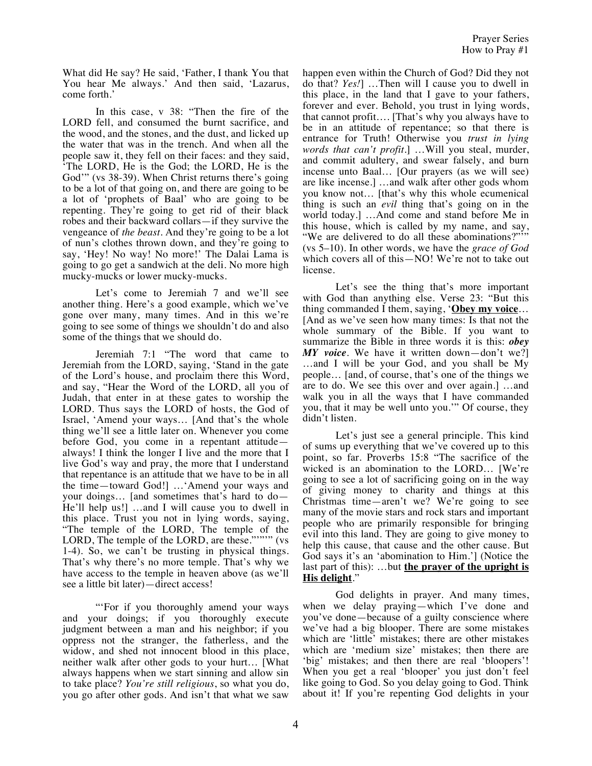What did He say? He said, 'Father, I thank You that You hear Me always.' And then said, 'Lazarus, come forth.'

In this case, v 38: "Then the fire of the LORD fell, and consumed the burnt sacrifice, and the wood, and the stones, and the dust, and licked up the water that was in the trench. And when all the people saw it, they fell on their faces: and they said, 'The LORD, He is the God; the LORD, He is the God'" (vs 38-39). When Christ returns there's going to be a lot of that going on, and there are going to be a lot of 'prophets of Baal' who are going to be repenting. They're going to get rid of their black robes and their backward collars—if they survive the vengeance of *the beast*. And they're going to be a lot of nun's clothes thrown down, and they're going to say, 'Hey! No way! No more!' The Dalai Lama is going to go get a sandwich at the deli. No more high mucky-mucks or lower mucky-mucks.

Let's come to Jeremiah 7 and we'll see another thing. Here's a good example, which we've gone over many, many times. And in this we're going to see some of things we shouldn't do and also some of the things that we should do.

Jeremiah 7:1 "The word that came to Jeremiah from the LORD, saying, 'Stand in the gate of the Lord's house, and proclaim there this Word, and say, "Hear the Word of the LORD, all you of Judah, that enter in at these gates to worship the LORD. Thus says the LORD of hosts, the God of Israel, 'Amend your ways… [And that's the whole thing we'll see a little later on. Whenever you come before God, you come in a repentant attitude—always! I think the longer I live and the more that I live God's way and pray, the more that I understand that repentance is an attitude that we have to be in all the time—toward God!] …'Amend your ways and your doings… [and sometimes that's hard to do—He'll help us!] …and I will cause you to dwell in this place. Trust you not in lying words, saying, "The temple of the LORD, The temple of the LORD, The temple of the LORD, are these."'"'"' (vs 1-4). So, we can't be trusting in physical things. That's why there's no more temple. That's why we have access to the temple in heaven above (as we'll see a little bit later)—direct access!

"'For if you thoroughly amend your ways and your doings; if you thoroughly execute judgment between a man and his neighbor; if you oppress not the stranger, the fatherless, and the widow, and shed not innocent blood in this place, neither walk after other gods to your hurt… [What always happens when we start sinning and allow sin to take place? *You're still religious*, so what you do, you go after other gods. And isn't that what we saw happen even within the Church of God? Did they not do that? *Yes!*] …Then will I cause you to dwell in this place, in the land that I gave to your fathers, forever and ever. Behold, you trust in lying words, that cannot profit…. [That's why you always have to be in an attitude of repentance; so that there is entrance for Truth! Otherwise you *trust in lying words that can't profit*.] …Will you steal, murder, and commit adultery, and swear falsely, and burn incense unto Baal… [Our prayers (as we will see) are like incense.] …and walk after other gods whom you know not… [that's why this whole ecumenical thing is such an *evil* thing that's going on in the world today.] …And come and stand before Me in this house, which is called by my name, and say, "We are delivered to do all these abominations?"'"' (vs 5–10). In other words, we have the *grace of God* which covers all of this—NO! We're not to take out license.

Let's see the thing that's more important with God than anything else. Verse 23: "But this thing commanded I them, saying, '**<u>Obey my voice</u>**… [And as we've seen how many times: Is that not the whole summary of the Bible. If you want to summarize the Bible in three words it is this: ***obey MY voice***. We have it written down—don't we?] …and I will be your God, and you shall be My people… [and, of course, that's one of the things we are to do. We see this over and over again.] …and walk you in all the ways that I have commanded you, that it may be well unto you.'" Of course, they didn't listen.

Let's just see a general principle. This kind of sums up everything that we've covered up to this point, so far. Proverbs 15:8 "The sacrifice of the wicked is an abomination to the LORD… [We're going to see a lot of sacrificing going on in the way of giving money to charity and things at this Christmas time—aren't we? We're going to see many of the movie stars and rock stars and important people who are primarily responsible for bringing evil into this land. They are going to give money to help this cause, that cause and the other cause. But God says it's an 'abomination to Him.'] (Notice the last part of this): …but **<u>the prayer of the upright is His delight</u>**."

God delights in prayer. And many times, when we delay praying—which I've done and you've done—because of a guilty conscience where we've had a big blooper. There are some mistakes which are 'little' mistakes; there are other mistakes which are 'medium size' mistakes; then there are 'big' mistakes; and then there are real 'bloopers'! When you get a real 'blooper' you just don't feel like going to God. So you delay going to God. Think about it! If you're repenting God delights in your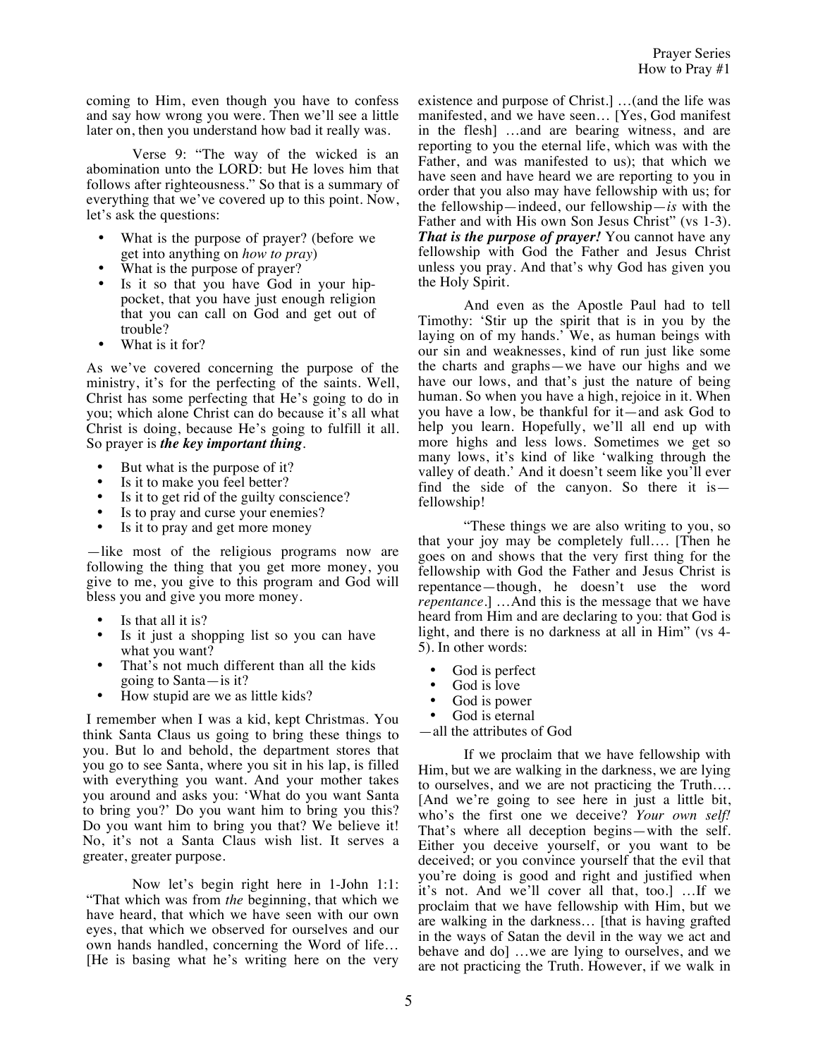coming to Him, even though you have to confess and say how wrong you were. Then we'll see a little later on, then you understand how bad it really was.

Verse 9: "The way of the wicked is an abomination unto the LORD: but He loves him that follows after righteousness." So that is a summary of everything that we've covered up to this point. Now, let's ask the questions:

- What is the purpose of prayer? (before we get into anything on *how to pray*)
- What is the purpose of prayer?
- Is it so that you have God in your hip-pocket, that you have just enough religion that you can call on God and get out of trouble?
- What is it for?

As we've covered concerning the purpose of the ministry, it's for the perfecting of the saints. Well, Christ has some perfecting that He's going to do in you; which alone Christ can do because it's all what Christ is doing, because He's going to fulfill it all. So prayer is ***the key important thing***.

- But what is the purpose of it?
- Is it to make you feel better?
- Is it to get rid of the guilty conscience?
- Is to pray and curse your enemies?
- Is it to pray and get more money

—like most of the religious programs now are following the thing that you get more money, you give to me, you give to this program and God will bless you and give you more money.

- Is that all it is?
- Is it just a shopping list so you can have what you want?
- That's not much different than all the kids going to Santa—is it?
- How stupid are we as little kids?

I remember when I was a kid, kept Christmas. You think Santa Claus us going to bring these things to you. But lo and behold, the department stores that you go to see Santa, where you sit in his lap, is filled with everything you want. And your mother takes you around and asks you: 'What do you want Santa to bring you?' Do you want him to bring you this? Do you want him to bring you that? We believe it! No, it's not a Santa Claus wish list. It serves a greater, greater purpose.

Now let's begin right here in 1-John 1:1: "That which was from *the* beginning, that which we have heard, that which we have seen with our own eyes, that which we observed for ourselves and our own hands handled, concerning the Word of life… [He is basing what he's writing here on the very existence and purpose of Christ.] …(and the life was manifested, and we have seen… [Yes, God manifest in the flesh] …and are bearing witness, and are reporting to you the eternal life, which was with the Father, and was manifested to us); that which we have seen and have heard we are reporting to you in order that you also may have fellowship with us; for the fellowship—indeed, our fellowship—*is* with the Father and with His own Son Jesus Christ" (vs 1-3). ***That is the purpose of prayer!*** You cannot have any fellowship with God the Father and Jesus Christ unless you pray. And that's why God has given you the Holy Spirit.

And even as the Apostle Paul had to tell Timothy: 'Stir up the spirit that is in you by the laying on of my hands.' We, as human beings with our sin and weaknesses, kind of run just like some the charts and graphs—we have our highs and we have our lows, and that's just the nature of being human. So when you have a high, rejoice in it. When you have a low, be thankful for it—and ask God to help you learn. Hopefully, we'll all end up with more highs and less lows. Sometimes we get so many lows, it's kind of like 'walking through the valley of death.' And it doesn't seem like you'll ever find the side of the canyon. So there it is—fellowship!

"These things we are also writing to you, so that your joy may be completely full…. [Then he goes on and shows that the very first thing for the fellowship with God the Father and Jesus Christ is repentance—though, he doesn't use the word *repentance*.] …And this is the message that we have heard from Him and are declaring to you: that God is light, and there is no darkness at all in Him" (vs 4-5). In other words:

- God is perfect
- God is love
- God is power
- God is eternal

—all the attributes of God

If we proclaim that we have fellowship with Him, but we are walking in the darkness, we are lying to ourselves, and we are not practicing the Truth…. [And we're going to see here in just a little bit, who's the first one we deceive? *Your own self!* That's where all deception begins—with the self. Either you deceive yourself, or you want to be deceived; or you convince yourself that the evil that you're doing is good and right and justified when it's not. And we'll cover all that, too.] …If we proclaim that we have fellowship with Him, but we are walking in the darkness… [that is having grafted in the ways of Satan the devil in the way we act and behave and do] …we are lying to ourselves, and we are not practicing the Truth. However, if we walk in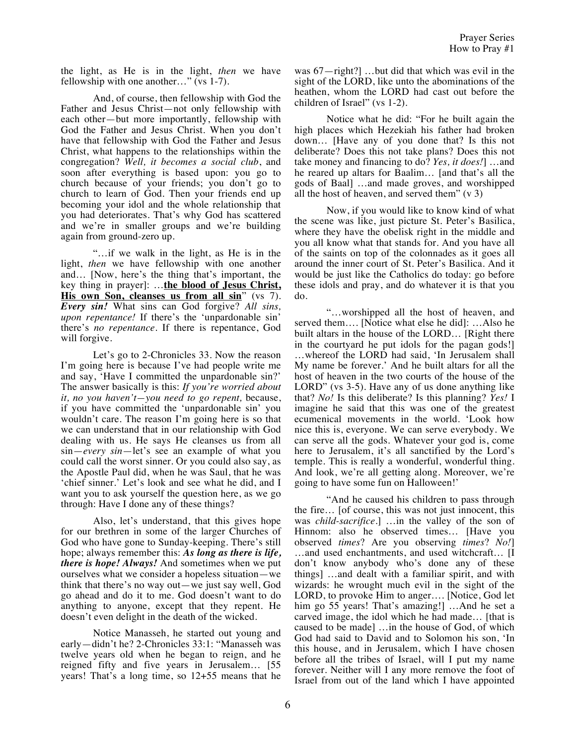the light, as He is in the light, *then* we have fellowship with one another…" (vs 1-7).

And, of course, then fellowship with God the Father and Jesus Christ—not only fellowship with each other—but more importantly, fellowship with God the Father and Jesus Christ. When you don't have that fellowship with God the Father and Jesus Christ, what happens to the relationships within the congregation? *Well, it becomes a social club*, and soon after everything is based upon: you go to church because of your friends; you don't go to church to learn of God. Then your friends end up becoming your idol and the whole relationship that you had deteriorates. That's why God has scattered and we're in smaller groups and we're building again from ground-zero up.

"…if we walk in the light, as He is in the light, *then* we have fellowship with one another and… [Now, here's the thing that's important, the key thing in prayer]: …**the blood of Jesus Christ, His own Son, cleanses us from all sin**" (vs 7). ***Every sin!*** What sins can God forgive? *All sins, upon repentance!* If there's the 'unpardonable sin' there's *no repentance*. If there is repentance, God will forgive.

Let's go to 2-Chronicles 33. Now the reason I'm going here is because I've had people write me and say, 'Have I committed the unpardonable sin?' The answer basically is this: *If you're worried about it, no you haven't—you need to go repent,* because, if you have committed the 'unpardonable sin' you wouldn't care. The reason I'm going here is so that we can understand that in our relationship with God dealing with us. He says He cleanses us from all sin—*every sin*—let's see an example of what you could call the worst sinner. Or you could also say, as the Apostle Paul did, when he was Saul, that he was 'chief sinner.' Let's look and see what he did, and I want you to ask yourself the question here, as we go through: Have I done any of these things?

Also, let's understand, that this gives hope for our brethren in some of the larger Churches of God who have gone to Sunday-keeping. There's still hope; always remember this: ***As long as there is life, there is hope! Always!*** And sometimes when we put ourselves what we consider a hopeless situation—we think that there's no way out—we just say well, God go ahead and do it to me. God doesn't want to do anything to anyone, except that they repent. He doesn't even delight in the death of the wicked.

Notice Manasseh, he started out young and early—didn't he? 2-Chronicles 33:1: "Manasseh was twelve years old when he began to reign, and he reigned fifty and five years in Jerusalem… [55 years! That's a long time, so 12+55 means that he was 67—right?] …but did that which was evil in the sight of the LORD, like unto the abominations of the heathen, whom the LORD had cast out before the children of Israel" (vs 1-2).

Notice what he did: "For he built again the high places which Hezekiah his father had broken down… [Have any of you done that? Is this not deliberate? Does this not take plans? Does this not take money and financing to do? *Yes, it does!*] …and he reared up altars for Baalim… [and that's all the gods of Baal] …and made groves, and worshipped all the host of heaven, and served them" (v 3)

Now, if you would like to know kind of what the scene was like, just picture St. Peter's Basilica, where they have the obelisk right in the middle and you all know what that stands for. And you have all of the saints on top of the colonnades as it goes all around the inner court of St. Peter's Basilica. And it would be just like the Catholics do today: go before these idols and pray, and do whatever it is that you do.

"…worshipped all the host of heaven, and served them…. [Notice what else he did]: …Also he built altars in the house of the LORD… [Right there in the courtyard he put idols for the pagan gods!] …whereof the LORD had said, 'In Jerusalem shall My name be forever.' And he built altars for all the host of heaven in the two courts of the house of the LORD" (vs 3-5). Have any of us done anything like that? *No!* Is this deliberate? Is this planning? *Yes!* I imagine he said that this was one of the greatest ecumenical movements in the world. 'Look how nice this is, everyone. We can serve everybody. We can serve all the gods. Whatever your god is, come here to Jerusalem, it's all sanctified by the Lord's temple. This is really a wonderful, wonderful thing. And look, we're all getting along. Moreover, we're going to have some fun on Halloween!'

"And he caused his children to pass through the fire… [of course, this was not just innocent, this was *child-sacrifice*.] …in the valley of the son of Hinnom: also he observed times… [Have you observed *times*? Are you observing *times*? *No!*] …and used enchantments, and used witchcraft… [I don't know anybody who's done any of these things] …and dealt with a familiar spirit, and with wizards: he wrought much evil in the sight of the LORD, to provoke Him to anger…. [Notice, God let him go 55 years! That's amazing!] …And he set a carved image, the idol which he had made… [that is caused to be made] …in the house of God, of which God had said to David and to Solomon his son, 'In this house, and in Jerusalem, which I have chosen before all the tribes of Israel, will I put my name forever. Neither will I any more remove the foot of Israel from out of the land which I have appointed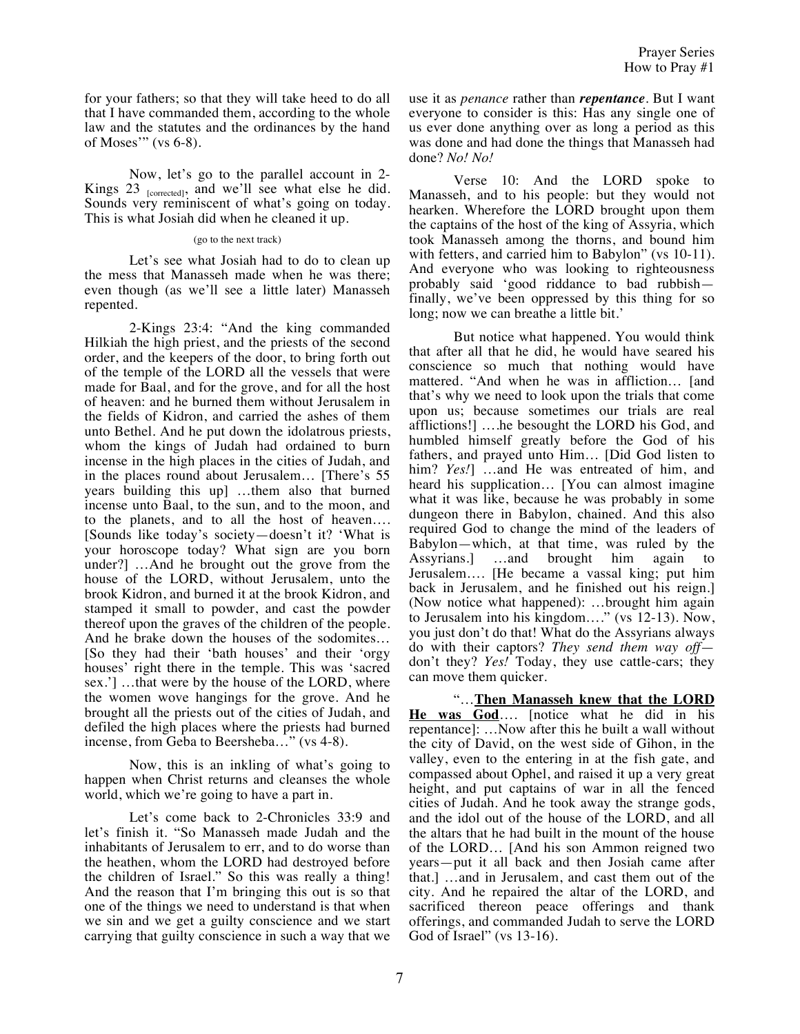for your fathers; so that they will take heed to do all that I have commanded them, according to the whole law and the statutes and the ordinances by the hand of Moses'" (vs 6-8).

Now, let's go to the parallel account in 2-Kings 23 [corrected], and we'll see what else he did. Sounds very reminiscent of what's going on today. This is what Josiah did when he cleaned it up.

(go to the next track)

Let's see what Josiah had to do to clean up the mess that Manasseh made when he was there; even though (as we'll see a little later) Manasseh repented.

2-Kings 23:4: "And the king commanded Hilkiah the high priest, and the priests of the second order, and the keepers of the door, to bring forth out of the temple of the LORD all the vessels that were made for Baal, and for the grove, and for all the host of heaven: and he burned them without Jerusalem in the fields of Kidron, and carried the ashes of them unto Bethel. And he put down the idolatrous priests, whom the kings of Judah had ordained to burn incense in the high places in the cities of Judah, and in the places round about Jerusalem… [There's 55 years building this up] …them also that burned incense unto Baal, to the sun, and to the moon, and to the planets, and to all the host of heaven…. [Sounds like today's society—doesn't it? 'What is your horoscope today? What sign are you born under?] …And he brought out the grove from the house of the LORD, without Jerusalem, unto the brook Kidron, and burned it at the brook Kidron, and stamped it small to powder, and cast the powder thereof upon the graves of the children of the people. And he brake down the houses of the sodomites… [So they had their 'bath houses' and their 'orgy houses' right there in the temple. This was 'sacred sex.'] …that were by the house of the LORD, where the women wove hangings for the grove. And he brought all the priests out of the cities of Judah, and defiled the high places where the priests had burned incense, from Geba to Beersheba…" (vs 4-8).

Now, this is an inkling of what's going to happen when Christ returns and cleanses the whole world, which we're going to have a part in.

Let's come back to 2-Chronicles 33:9 and let's finish it. "So Manasseh made Judah and the inhabitants of Jerusalem to err, and to do worse than the heathen, whom the LORD had destroyed before the children of Israel." So this was really a thing! And the reason that I'm bringing this out is so that one of the things we need to understand is that when we sin and we get a guilty conscience and we start carrying that guilty conscience in such a way that we use it as *penance* rather than ***repentance***. But I want everyone to consider is this: Has any single one of us ever done anything over as long a period as this was done and had done the things that Manasseh had done? *No! No!*

Verse 10: And the LORD spoke to Manasseh, and to his people: but they would not hearken. Wherefore the LORD brought upon them the captains of the host of the king of Assyria, which took Manasseh among the thorns, and bound him with fetters, and carried him to Babylon" (vs 10-11). And everyone who was looking to righteousness probably said 'good riddance to bad rubbish—finally, we've been oppressed by this thing for so long; now we can breathe a little bit.'

But notice what happened. You would think that after all that he did, he would have seared his conscience so much that nothing would have mattered. "And when he was in affliction… [and that's why we need to look upon the trials that come upon us; because sometimes our trials are real afflictions!] ….he besought the LORD his God, and humbled himself greatly before the God of his fathers, and prayed unto Him… [Did God listen to him? *Yes!*] …and He was entreated of him, and heard his supplication… [You can almost imagine what it was like, because he was probably in some dungeon there in Babylon, chained. And this also required God to change the mind of the leaders of Babylon—which, at that time, was ruled by the Assyrians.] …and brought him again to Jerusalem…. [He became a vassal king; put him back in Jerusalem, and he finished out his reign.] (Now notice what happened): …brought him again to Jerusalem into his kingdom…." (vs 12-13). Now, you just don't do that! What do the Assyrians always do with their captors? *They send them way off*—don't they? *Yes!* Today, they use cattle-cars; they can move them quicker.

"…**<u>Then Manasseh knew that the LORD He was God</u>**…. [notice what he did in his repentance]: …Now after this he built a wall without the city of David, on the west side of Gihon, in the valley, even to the entering in at the fish gate, and compassed about Ophel, and raised it up a very great height, and put captains of war in all the fenced cities of Judah. And he took away the strange gods, and the idol out of the house of the LORD, and all the altars that he had built in the mount of the house of the LORD… [And his son Ammon reigned two years—put it all back and then Josiah came after that.] …and in Jerusalem, and cast them out of the city. And he repaired the altar of the LORD, and sacrificed thereon peace offerings and thank offerings, and commanded Judah to serve the LORD God of Israel" (vs 13-16).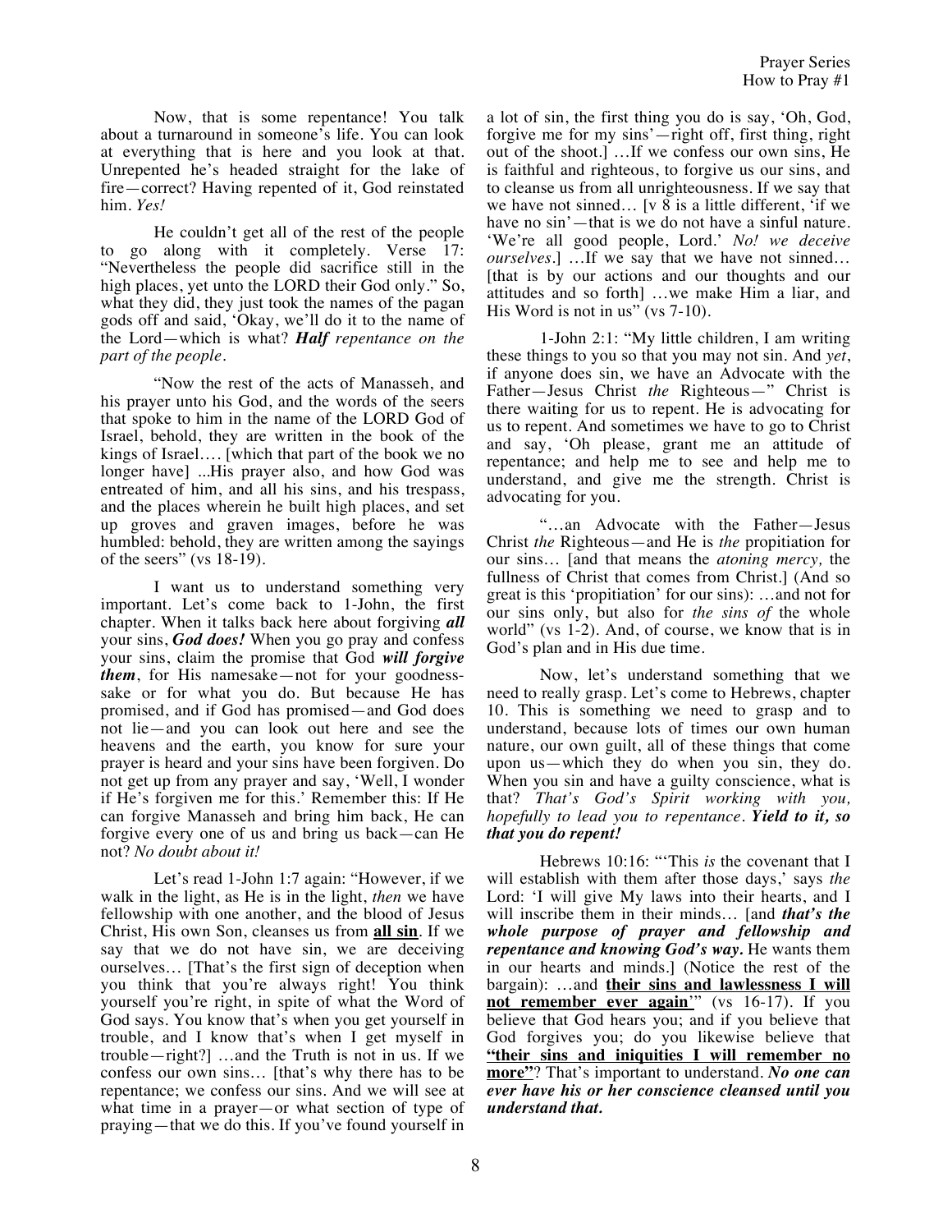Now, that is some repentance! You talk about a turnaround in someone's life. You can look at everything that is here and you look at that. Unrepented he's headed straight for the lake of fire—correct? Having repented of it, God reinstated him. *Yes!*

He couldn't get all of the rest of the people to go along with it completely. Verse 17: "Nevertheless the people did sacrifice still in the high places, yet unto the LORD their God only." So, what they did, they just took the names of the pagan gods off and said, 'Okay, we'll do it to the name of the Lord—which is what? ***Half** repentance on the part of the people.*

"Now the rest of the acts of Manasseh, and his prayer unto his God, and the words of the seers that spoke to him in the name of the LORD God of Israel, behold, they are written in the book of the kings of Israel…. [which that part of the book we no longer have] ...His prayer also, and how God was entreated of him, and all his sins, and his trespass, and the places wherein he built high places, and set up groves and graven images, before he was humbled: behold, they are written among the sayings of the seers" (vs 18-19).

I want us to understand something very important. Let's come back to 1-John, the first chapter. When it talks back here about forgiving ***all*** your sins, ***God does!*** When you go pray and confess your sins, claim the promise that God ***will forgive them***, for His namesake—not for your goodness-sake or for what you do. But because He has promised, and if God has promised—and God does not lie—and you can look out here and see the heavens and the earth, you know for sure your prayer is heard and your sins have been forgiven. Do not get up from any prayer and say, 'Well, I wonder if He's forgiven me for this.' Remember this: If He can forgive Manasseh and bring him back, He can forgive every one of us and bring us back—can He not? *No doubt about it!*

Let's read 1-John 1:7 again: "However, if we walk in the light, as He is in the light, *then* we have fellowship with one another, and the blood of Jesus Christ, His own Son, cleanses us from **all sin**. If we say that we do not have sin, we are deceiving ourselves… [That's the first sign of deception when you think that you're always right! You think yourself you're right, in spite of what the Word of God says. You know that's when you get yourself in trouble, and I know that's when I get myself in trouble—right?] …and the Truth is not in us. If we confess our own sins… [that's why there has to be repentance; we confess our sins. And we will see at what time in a prayer—or what section of type of praying—that we do this. If you've found yourself in a lot of sin, the first thing you do is say, 'Oh, God, forgive me for my sins'—right off, first thing, right out of the shoot.] …If we confess our own sins, He is faithful and righteous, to forgive us our sins, and to cleanse us from all unrighteousness. If we say that we have not sinned… [v 8 is a little different, 'if we have no sin'—that is we do not have a sinful nature. 'We're all good people, Lord.' *No! we deceive ourselves.*] …If we say that we have not sinned… [that is by our actions and our thoughts and our attitudes and so forth] …we make Him a liar, and His Word is not in us" (vs 7-10).

1-John 2:1: "My little children, I am writing these things to you so that you may not sin. And *yet*, if anyone does sin, we have an Advocate with the Father—Jesus Christ *the* Righteous—" Christ is there waiting for us to repent. He is advocating for us to repent. And sometimes we have to go to Christ and say, 'Oh please, grant me an attitude of repentance; and help me to see and help me to understand, and give me the strength. Christ is advocating for you.

"…an Advocate with the Father—Jesus Christ *the* Righteous—and He is *the* propitiation for our sins… [and that means the *atoning mercy,* the fullness of Christ that comes from Christ.] (And so great is this 'propitiation' for our sins): …and not for our sins only, but also for *the sins of* the whole world" (vs 1-2). And, of course, we know that is in God's plan and in His due time.

Now, let's understand something that we need to really grasp. Let's come to Hebrews, chapter 10. This is something we need to grasp and to understand, because lots of times our own human nature, our own guilt, all of these things that come upon us—which they do when you sin, they do. When you sin and have a guilty conscience, what is that? *That's God's Spirit working with you, hopefully to lead you to repentance.* ***Yield to it, so that you do repent!***

Hebrews 10:16: "'This *is* the covenant that I will establish with them after those days,' says *the* Lord: 'I will give My laws into their hearts, and I will inscribe them in their minds… [and ***that's the whole purpose of prayer and fellowship and repentance and knowing God's way.*** He wants them in our hearts and minds.] (Notice the rest of the bargain): …and **their sins and lawlessness I will not remember ever again**'" (vs 16-17). If you believe that God hears you; and if you believe that God forgives you; do you likewise believe that **"their sins and iniquities I will remember no more"**? That's important to understand. ***No one can ever have his or her conscience cleansed until you understand that.***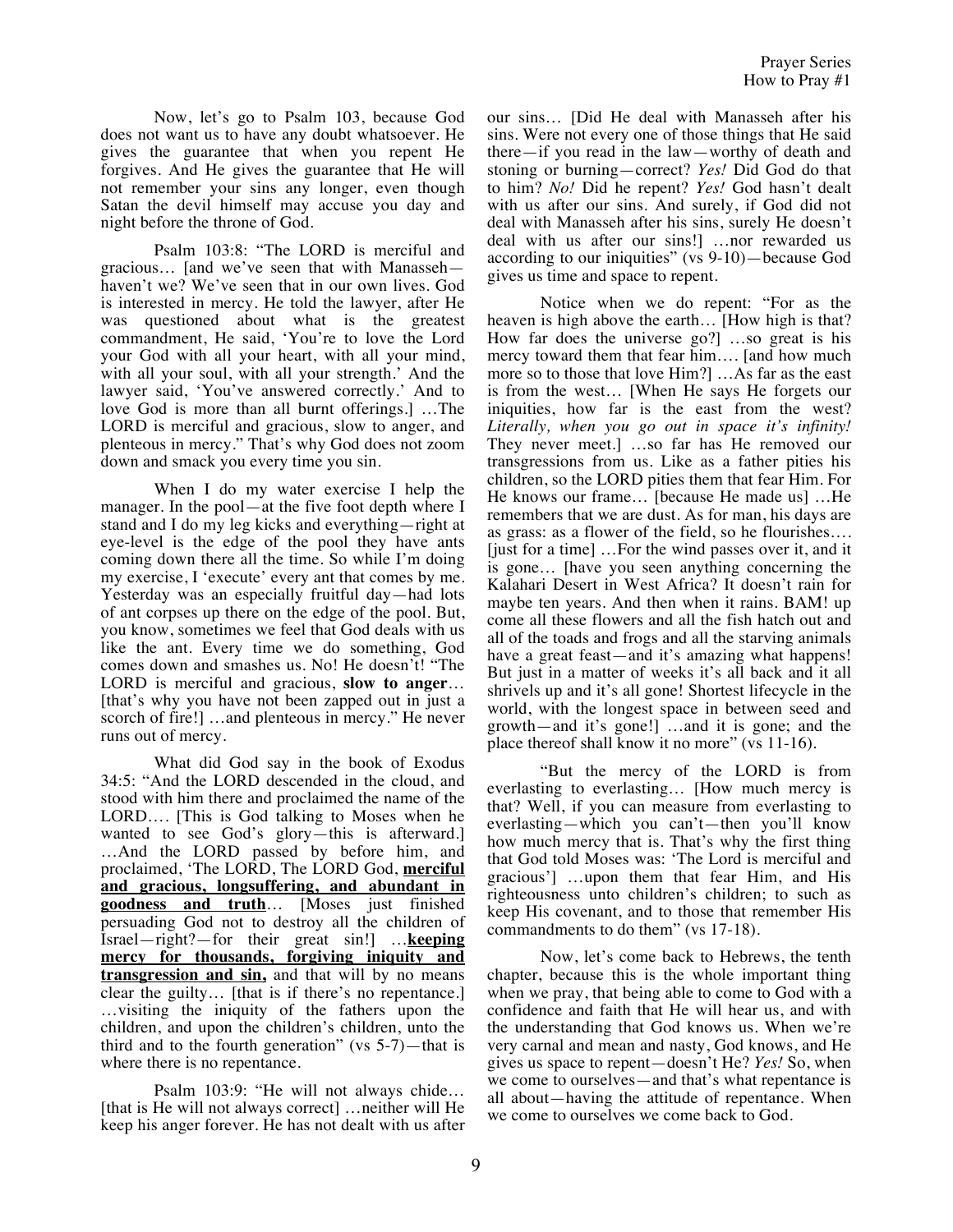Now, let's go to Psalm 103, because God does not want us to have any doubt whatsoever. He gives the guarantee that when you repent He forgives. And He gives the guarantee that He will not remember your sins any longer, even though Satan the devil himself may accuse you day and night before the throne of God.

Psalm 103:8: "The LORD is merciful and gracious… [and we've seen that with Manasseh—haven't we? We've seen that in our own lives. God is interested in mercy. He told the lawyer, after He was questioned about what is the greatest commandment, He said, 'You're to love the Lord your God with all your heart, with all your mind, with all your soul, with all your strength.' And the lawyer said, 'You've answered correctly.' And to love God is more than all burnt offerings.] …The LORD is merciful and gracious, slow to anger, and plenteous in mercy." That's why God does not zoom down and smack you every time you sin.

When I do my water exercise I help the manager. In the pool—at the five foot depth where I stand and I do my leg kicks and everything—right at eye-level is the edge of the pool they have ants coming down there all the time. So while I'm doing my exercise, I 'execute' every ant that comes by me. Yesterday was an especially fruitful day—had lots of ant corpses up there on the edge of the pool. But, you know, sometimes we feel that God deals with us like the ant. Every time we do something, God comes down and smashes us. No! He doesn't't! "The LORD is merciful and gracious, **slow to anger**… [that's why you have not been zapped out in just a scorch of fire!] …and plenteous in mercy." He never runs out of mercy.

What did God say in the book of Exodus 34:5: "And the LORD descended in the cloud, and stood with him there and proclaimed the name of the LORD…. [This is God talking to Moses when he wanted to see God's glory—this is afterward.] …And the LORD passed by before him, and proclaimed, 'The LORD, The LORD God, **merciful and gracious, longsuffering, and abundant in goodness and truth**… [Moses just finished persuading God not to destroy all the children of Israel—right?—for their great sin!] …**keeping mercy for thousands, forgiving iniquity and transgression and sin,** and that will by no means clear the guilty… [that is if there's no repentance.] …visiting the iniquity of the fathers upon the children, and upon the children's children, unto the third and to the fourth generation" (vs 5-7)—that is where there is no repentance.

Psalm 103:9: "He will not always chide… [that is He will not always correct] …neither will He keep his anger forever. He has not dealt with us after our sins… [Did He deal with Manasseh after his sins. Were not every one of those things that He said there—if you read in the law—worthy of death and stoning or burning—correct? *Yes!* Did God do that to him? *No!* Did he repent? *Yes!* God hasn't dealt with us after our sins. And surely, if God did not deal with Manasseh after his sins, surely He doesn't deal with us after our sins!] …nor rewarded us according to our iniquities" (vs 9-10)—because God gives us time and space to repent.

Notice when we do repent: "For as the heaven is high above the earth… [How high is that? How far does the universe go?] …so great is his mercy toward them that fear him…. [and how much more so to those that love Him?] …As far as the east is from the west… [When He says He forgets our iniquities, how far is the east from the west? *Literally, when you go out in space it's infinity!* They never meet.] …so far has He removed our transgressions from us. Like as a father pities his children, so the LORD pities them that fear Him. For He knows our frame… [because He made us] …He remembers that we are dust. As for man, his days are as grass: as a flower of the field, so he flourishes…. [just for a time] …For the wind passes over it, and it is gone… [have you seen anything concerning the Kalahari Desert in West Africa? It doesn't rain for maybe ten years. And then when it rains. BAM! up come all these flowers and all the fish hatch out and all of the toads and frogs and all the starving animals have a great feast—and it's amazing what happens! But just in a matter of weeks it's all back and it all shrivels up and it's all gone! Shortest lifecycle in the world, with the longest space in between seed and growth—and it's gone!] …and it is gone; and the place thereof shall know it no more" (vs 11-16).

"But the mercy of the LORD is from everlasting to everlasting… [How much mercy is that? Well, if you can measure from everlasting to everlasting—which you can't—then you'll know how much mercy that is. That's why the first thing that God told Moses was: 'The Lord is merciful and gracious'] …upon them that fear Him, and His righteousness unto children's children; to such as keep His covenant, and to those that remember His commandments to do them" (vs 17-18).

Now, let's come back to Hebrews, the tenth chapter, because this is the whole important thing when we pray, that being able to come to God with a confidence and faith that He will hear us, and with the understanding that God knows us. When we're very carnal and mean and nasty, God knows, and He gives us space to repent—doesn't He? *Yes!* So, when we come to ourselves—and that's what repentance is all about—having the attitude of repentance. When we come to ourselves we come back to God.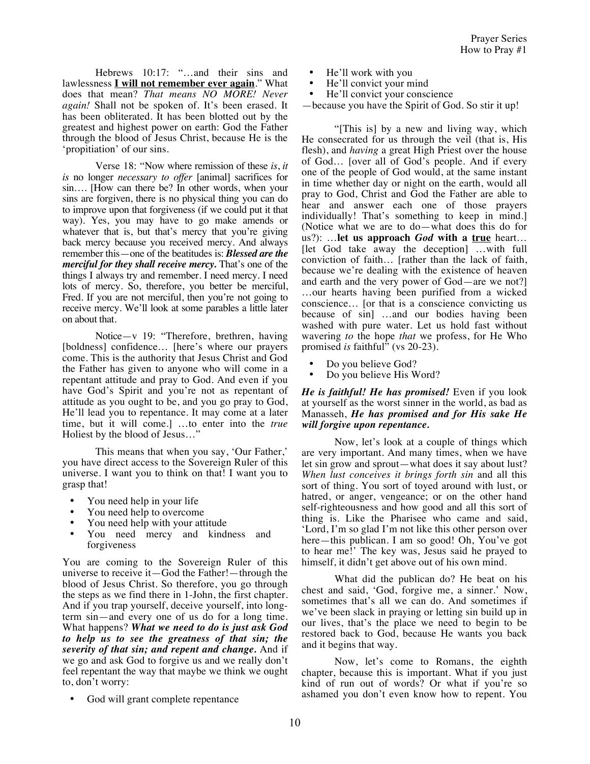Hebrews 10:17: "…and their sins and lawlessness **<u>I will not remember ever again</u>**." What does that mean? *That means NO MORE! Never again!* Shall not be spoken of. It's been erased. It has been obliterated. It has been blotted out by the greatest and highest power on earth: God the Father through the blood of Jesus Christ, because He is the 'propitiation' of our sins.

Verse 18: "Now where remission of these *is*, *it is* no longer *necessary to offer* [animal] sacrifices for sin…. [How can there be? In other words, when your sins are forgiven, there is no physical thing you can do to improve upon that forgiveness (if we could put it that way). Yes, you may have to go make amends or whatever that is, but that's mercy that you're giving back mercy because you received mercy. And always remember this—one of the beatitudes is: ***Blessed are the merciful for they shall receive mercy.*** That's one of the things I always try and remember. I need mercy. I need lots of mercy. So, therefore, you better be merciful, Fred. If you are not merciful, then you're not going to receive mercy. We'll look at some parables a little later on about that.

Notice—v 19: "Therefore, brethren, having [boldness] confidence… [here's where our prayers come. This is the authority that Jesus Christ and God the Father has given to anyone who will come in a repentant attitude and pray to God. And even if you have God's Spirit and you're not as repentant of attitude as you ought to be, and you go pray to God, He'll lead you to repentance. It may come at a later time, but it will come.] …to enter into the *true* Holiest by the blood of Jesus…"

This means that when you say, 'Our Father,' you have direct access to the Sovereign Ruler of this universe. I want you to think on that! I want you to grasp that!

- You need help in your life
- You need help to overcome
- You need help with your attitude
- You need mercy and kindness and forgiveness

You are coming to the Sovereign Ruler of this universe to receive it—God the Father!—through the blood of Jesus Christ. So therefore, you go through the steps as we find there in 1-John, the first chapter. And if you trap yourself, deceive yourself, into long-term sin—and every one of us do for a long time. What happens? ***What we need to do is just ask God to help us to see the greatness of that sin; the severity of that sin; and repent and change.*** And if we go and ask God to forgive us and we really don't feel repentant the way that maybe we think we ought to, don't worry:

- God will grant complete repentance
- He'll work with you
- He'll convict your mind
- He'll convict your conscience

—because you have the Spirit of God. So stir it up!

"[This is] by a new and living way, which He consecrated for us through the veil (that is, His flesh), and *having* a great High Priest over the house of God… [over all of God's people. And if every one of the people of God would, at the same instant in time whether day or night on the earth, would all pray to God, Christ and God the Father are able to hear and answer each one of those prayers individually! That's something to keep in mind.] (Notice what we are to do—what does this do for us?): …**let us approach *God* with a <u>true</u>** heart… [let God take away the deception] …with full conviction of faith… [rather than the lack of faith, because we're dealing with the existence of heaven and earth and the very power of God—are we not?] …our hearts having been purified from a wicked conscience… [or that is a conscience convicting us because of sin] …and our bodies having been washed with pure water. Let us hold fast without wavering *to* the hope *that* we profess, for He Who promised *is* faithful" (vs 20-23).

- Do you believe God?
- Do you believe His Word?

***He is faithful! He has promised!*** Even if you look at yourself as the worst sinner in the world, as bad as Manasseh, ***He has promised and for His sake He will forgive upon repentance.***

Now, let's look at a couple of things which are very important. And many times, when we have let sin grow and sprout—what does it say about lust? *When lust conceives it brings forth sin* and all this sort of thing. You sort of toyed around with lust, or hatred, or anger, vengeance; or on the other hand self-righteousness and how good and all this sort of thing is. Like the Pharisee who came and said, 'Lord, I'm so glad I'm not like this other person over here—this publican. I am so good! Oh, You've got to hear me!' The key was, Jesus said he prayed to himself, it didn't get above out of his own mind.

What did the publican do? He beat on his chest and said, 'God, forgive me, a sinner.' Now, sometimes that's all we can do. And sometimes if we've been slack in praying or letting sin build up in our lives, that's the place we need to begin to be restored back to God, because He wants you back and it begins that way.

Now, let's come to Romans, the eighth chapter, because this is important. What if you just kind of run out of words? Or what if you're so ashamed you don't even know how to repent. You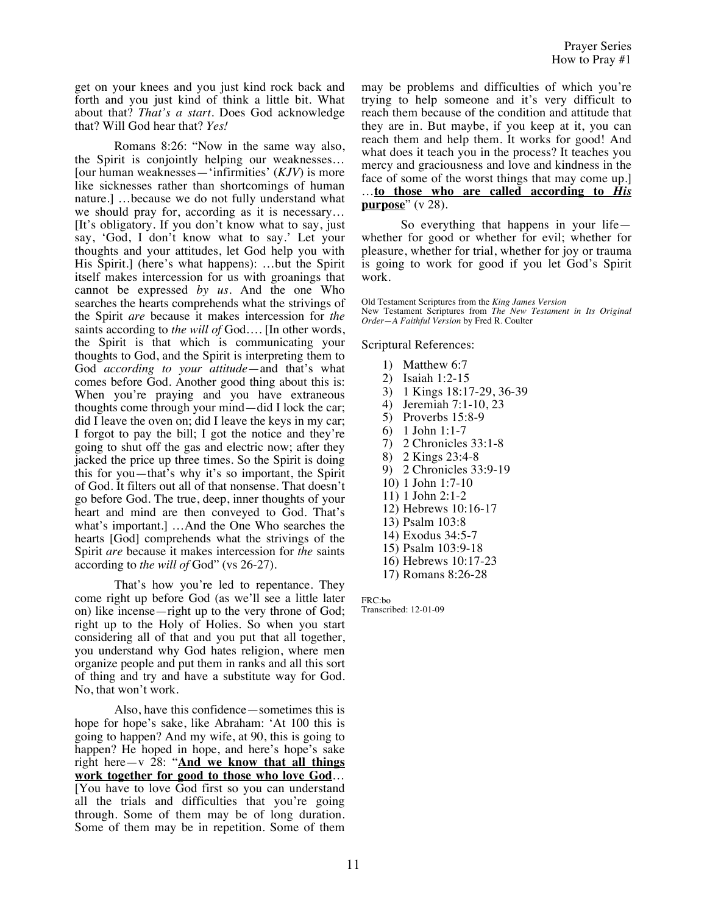get on your knees and you just kind rock back and forth and you just kind of think a little bit. What about that? *That's a start*. Does God acknowledge that? Will God hear that? *Yes!*

Romans 8:26: "Now in the same way also, the Spirit is conjointly helping our weaknesses… [our human weaknesses—'infirmities' (*KJV*) is more like sicknesses rather than shortcomings of human nature.] …because we do not fully understand what we should pray for, according as it is necessary… [It's obligatory. If you don't know what to say, just say, 'God, I don't know what to say.' Let your thoughts and your attitudes, let God help you with His Spirit.] (here's what happens): …but the Spirit itself makes intercession for us with groanings that cannot be expressed *by us*. And the one Who searches the hearts comprehends what the strivings of the Spirit *are* because it makes intercession for *the* saints according to *the will of* God…. [In other words, the Spirit is that which is communicating your thoughts to God, and the Spirit is interpreting them to God *according to your attitude*—and that's what comes before God. Another good thing about this is: When you're praying and you have extraneous thoughts come through your mind—did I lock the car; did I leave the oven on; did I leave the keys in my car; I forgot to pay the bill; I got the notice and they're going to shut off the gas and electric now; after they jacked the price up three times. So the Spirit is doing this for you—that's why it's so important, the Spirit of God. It filters out all of that nonsense. That doesn't go before God. The true, deep, inner thoughts of your heart and mind are then conveyed to God. That's what's important.] …And the One Who searches the hearts [God] comprehends what the strivings of the Spirit *are* because it makes intercession for *the* saints according to *the will of* God" (vs 26-27).

That's how you're led to repentance. They come right up before God (as we'll see a little later on) like incense—right up to the very throne of God; right up to the Holy of Holies. So when you start considering all of that and you put that all together, you understand why God hates religion, where men organize people and put them in ranks and all this sort of thing and try and have a substitute way for God. No, that won't work.

Also, have this confidence—sometimes this is hope for hope's sake, like Abraham: 'At 100 this is going to happen? And my wife, at 90, this is going to happen? He hoped in hope, and here's hope's sake right here—v 28: "**And we know that all things work together for good to those who love God**… [You have to love God first so you can understand all the trials and difficulties that you're going through. Some of them may be of long duration. Some of them may be in repetition. Some of them may be problems and difficulties of which you're trying to help someone and it's very difficult to reach them because of the condition and attitude that they are in. But maybe, if you keep at it, you can reach them and help them. It works for good! And what does it teach you in the process? It teaches you mercy and graciousness and love and kindness in the face of some of the worst things that may come up.] …**to those who are called according to *His* purpose**" (v 28).

So everything that happens in your life—whether for good or whether for evil; whether for pleasure, whether for trial, whether for joy or trauma is going to work for good if you let God's Spirit work.

Old Testament Scriptures from the *King James Version*
New Testament Scriptures from *The New Testament in Its Original Order—A Faithful Version* by Fred R. Coulter

Scriptural References:

1) Matthew 6:7
2) Isaiah 1:2-15
3) 1 Kings 18:17-29, 36-39
4) Jeremiah 7:1-10, 23
5) Proverbs 15:8-9
6) 1 John 1:1-7
7) 2 Chronicles 33:1-8
8) 2 Kings 23:4-8
9) 2 Chronicles 33:9-19
10) 1 John 1:7-10
11) 1 John 2:1-2
12) Hebrews 10:16-17
13) Psalm 103:8
14) Exodus 34:5-7
15) Psalm 103:9-18
16) Hebrews 10:17-23
17) Romans 8:26-28

FRC:bo
Transcribed: 12-01-09